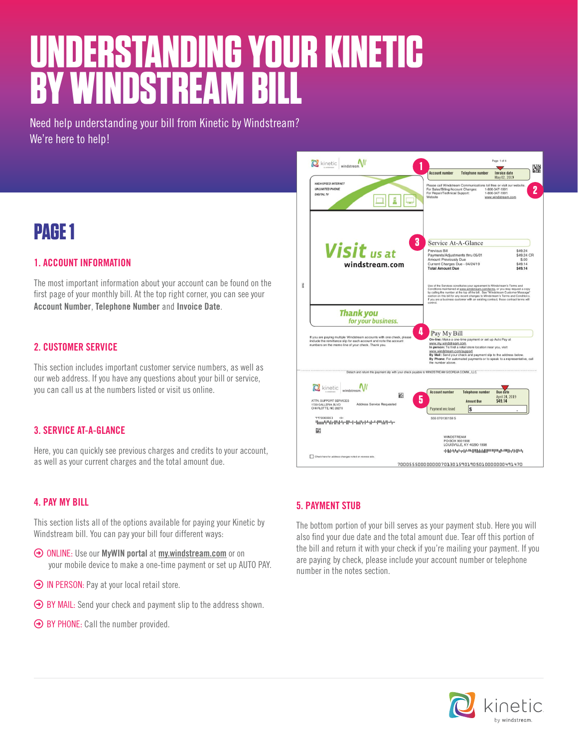# UNDERSTANDING YOUR KINETIC BY WINDSTREAM BILL

Need help understanding your bill from Kinetic by Windstream?
We're here to help!

## PAGE 1

### 1. ACCOUNT INFORMATION

The most important information about your account can be found on the first page of your monthly bill. At the top right corner, you can see your **Account Number**, **Telephone Number** and **Invoice Date**.

### 2. CUSTOMER SERVICE

This section includes important customer service numbers, as well as our web address. If you have any questions about your bill or service, you can call us at the numbers listed or visit us online.

### 3. SERVICE AT-A-GLANCE

Here, you can quickly see previous charges and credits to your account, as well as your current charges and the total amount due.

### 4. PAY MY BILL

This section lists all of the options available for paying your Kinetic by Windstream bill. You can pay your bill four different ways:

- ONLINE: Use our **MyWIN portal** at **my.windstream.com** or on your mobile device to make a one-time payment or set up AUTO PAY.
- IN PERSON: Pay at your local retail store.
- BY MAIL: Send your check and payment slip to the address shown.
- BY PHONE: Call the number provided.

### 5. PAYMENT STUB

The bottom portion of your bill serves as your payment stub. Here you will also find your due date and the total amount due. Tear off this portion of the bill and return it with your check if you're mailing your payment. If you are paying by check, please include your account number or telephone number in the notes section.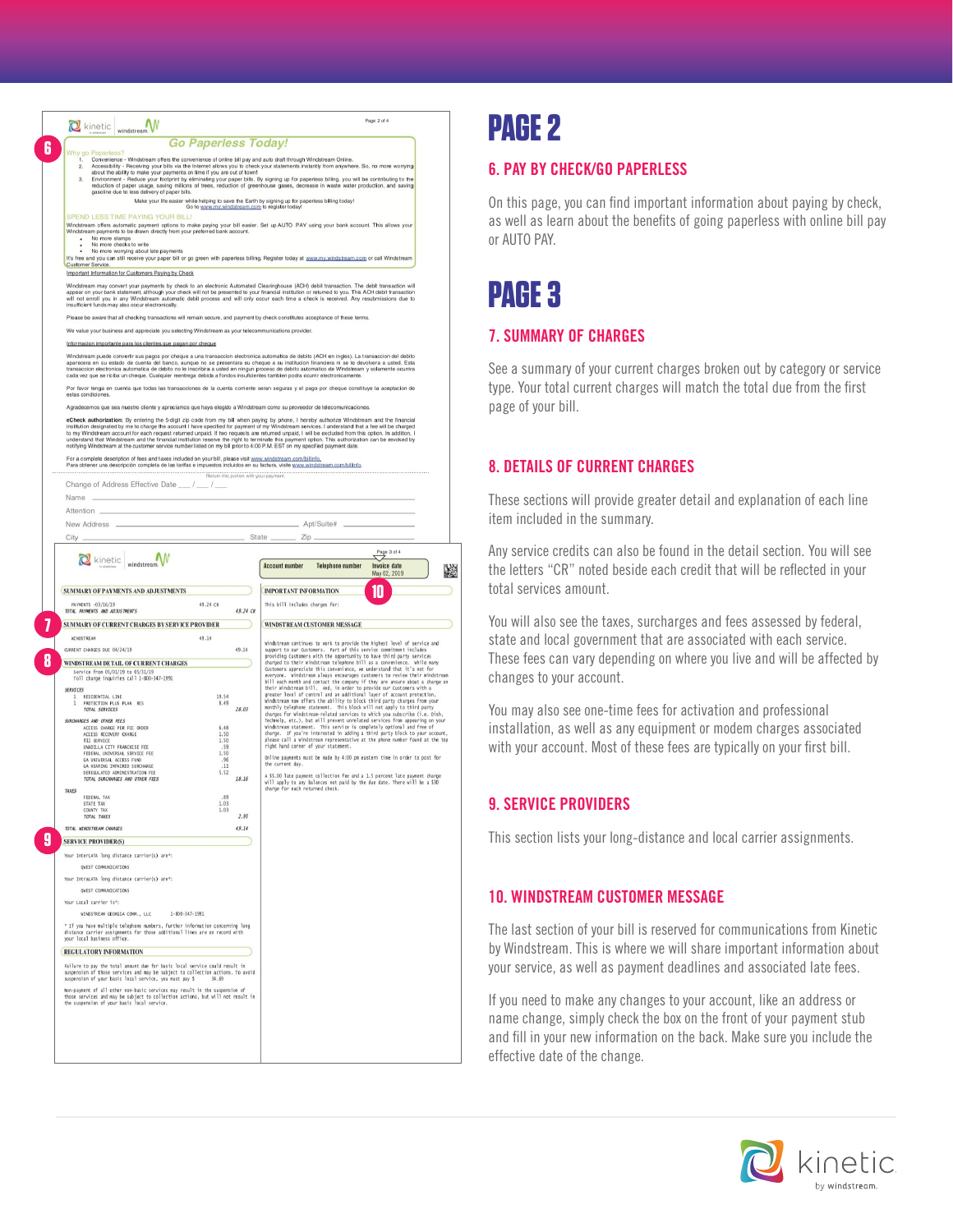# PAGE 2

## 6. PAY BY CHECK/GO PAPERLESS

On this page, you can find important information about paying by check, as well as learn about the benefits of going paperless with online bill pay or AUTO PAY.

# PAGE 3

## 7. SUMMARY OF CHARGES

See a summary of your current charges broken out by category or service type. Your total current charges will match the total due from the first page of your bill.

## 8. DETAILS OF CURRENT CHARGES

These sections will provide greater detail and explanation of each line item included in the summary.

Any service credits can also be found in the detail section. You will see the letters "CR" noted beside each credit that will be reflected in your total services amount.

You will also see the taxes, surcharges and fees assessed by federal, state and local government that are associated with each service. These fees can vary depending on where you live and will be affected by changes to your account.

You may also see one-time fees for activation and professional installation, as well as any equipment or modem charges associated with your account. Most of these fees are typically on your first bill.

## 9. SERVICE PROVIDERS

This section lists your long-distance and local carrier assignments.

## 10. WINDSTREAM CUSTOMER MESSAGE

The last section of your bill is reserved for communications from Kinetic by Windstream. This is where we will share important information about your service, as well as payment deadlines and associated late fees.

If you need to make any changes to your account, like an address or name change, simply check the box on the front of your payment stub and fill in your new information on the back. Make sure you include the effective date of the change.